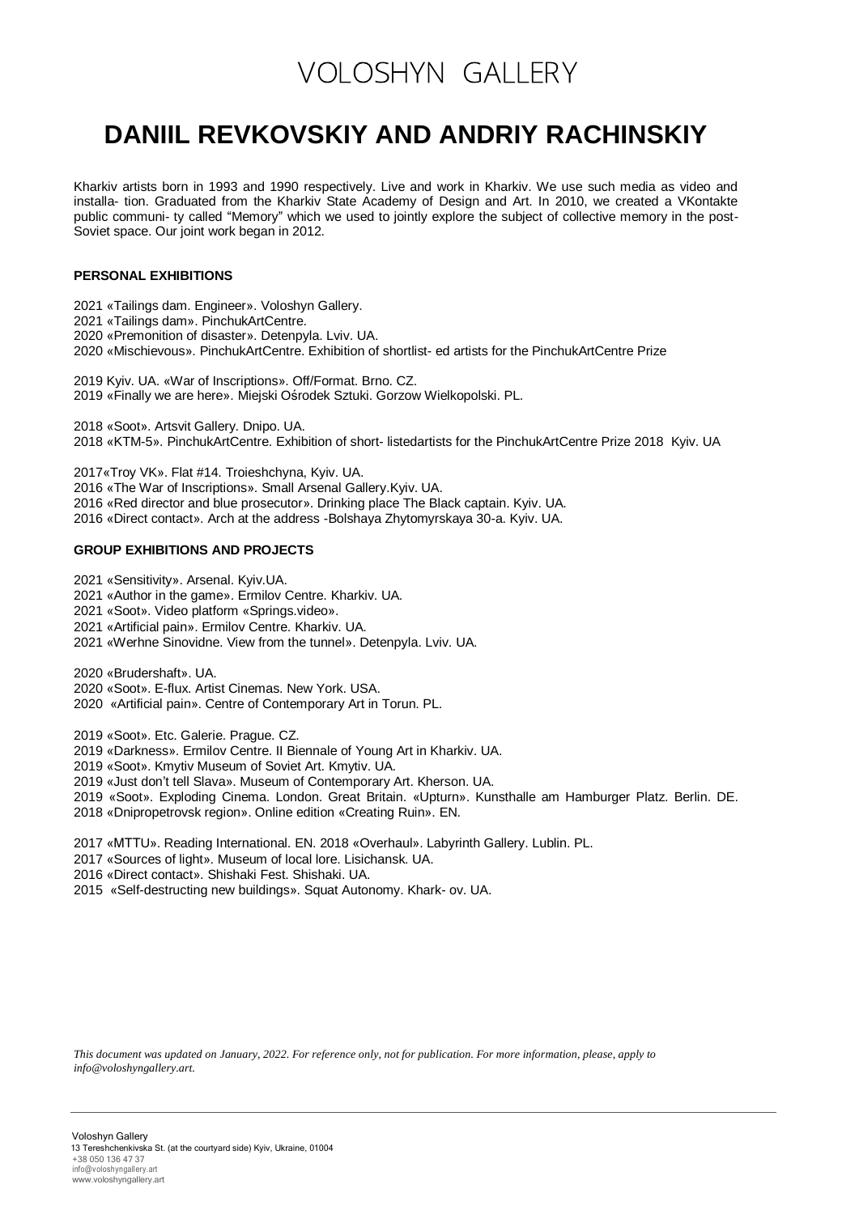# VOLOSHYN GALLERY

# DANIIL REVKOVSKIY AND ANDRIY RACHINSKIY

Kharkiv artists born in 1993 and 1990 respectively. Live and work in Kharkiv. We use such media as video and installa- tion. Graduated from the Kharkiv State Academy of Design and Art. In 2010, we created a VKontakte public communi- ty called "Memory" which we used to jointly explore the subject of collective memory in the post-Soviet space. Our joint work began in 2012.

### PERSONAL EXHIBITIONS

2021 «Tailings dam. Engineer». Voloshyn Gallery.
2021 «Tailings dam». PinchukArtCentre.
2020 «Premonition of disaster». Detenpyla. Lviv. UA.
2020 «Mischievous». PinchukArtCentre. Exhibition of shortlist- ed artists for the PinchukArtCentre Prize

2019 Kyiv. UA. «War of Inscriptions». Off/Format. Brno. CZ.
2019 «Finally we are here». Miejski Ośrodek Sztuki. Gorzow Wielkopolski. PL.

2018 «Soot». Artsvit Gallery. Dnipo. UA.
2018 «KTM-5». PinchukArtCentre. Exhibition of short- listedartists for the PinchukArtCentre Prize 2018 Kyiv. UA

2017«Troy VK». Flat #14. Troieshchyna, Kyiv. UA.
2016 «The War of Inscriptions». Small Arsenal Gallery.Kyiv. UA.
2016 «Red director and blue prosecutor». Drinking place The Black captain. Kyiv. UA.
2016 «Direct contact». Arch at the address -Bolshaya Zhytomyrskaya 30-a. Kyiv. UA.

### GROUP EXHIBITIONS AND PROJECTS

2021 «Sensitivity». Arsenal. Kyiv.UA.
2021 «Author in the game». Ermilov Centre. Kharkiv. UA.
2021 «Soot». Video platform «Springs.video».
2021 «Artificial pain». Ermilov Centre. Kharkiv. UA.
2021 «Werhne Sinovidne. View from the tunnel». Detenpyla. Lviv. UA.

2020 «Brudershaft». UA.
2020 «Soot». E-flux. Artist Cinemas. New York. USA.
2020 «Artificial pain». Centre of Contemporary Art in Torun. PL.

2019 «Soot». Etc. Galerie. Prague. CZ.
2019 «Darkness». Ermilov Centre. II Biennale of Young Art in Kharkiv. UA.
2019 «Soot». Kmytiv Museum of Soviet Art. Kmytiv. UA.
2019 «Just don't tell Slava». Museum of Contemporary Art. Kherson. UA.
2019 «Soot». Exploding Cinema. London. Great Britain. «Upturn». Kunsthalle am Hamburger Platz. Berlin. DE.
2018 «Dnipropetrovsk region». Online edition «Creating Ruin». EN.

2017 «MTTU». Reading International. EN. 2018 «Overhaul». Labyrinth Gallery. Lublin. PL.
2017 «Sources of light». Museum of local lore. Lisichansk. UA.
2016 «Direct contact». Shishaki Fest. Shishaki. UA.
2015 «Self-destructing new buildings». Squat Autonomy. Khark- ov. UA.

*This document was updated on January, 2022. For reference only, not for publication. For more information, please, apply to info@voloshyngallery.art.*

Voloshyn Gallery
13 Tereshchenkivska St. (at the courtyard side) Kyiv, Ukraine, 01004
+38 050 136 47 37
info@voloshyngallery.art
www.voloshyngallery.art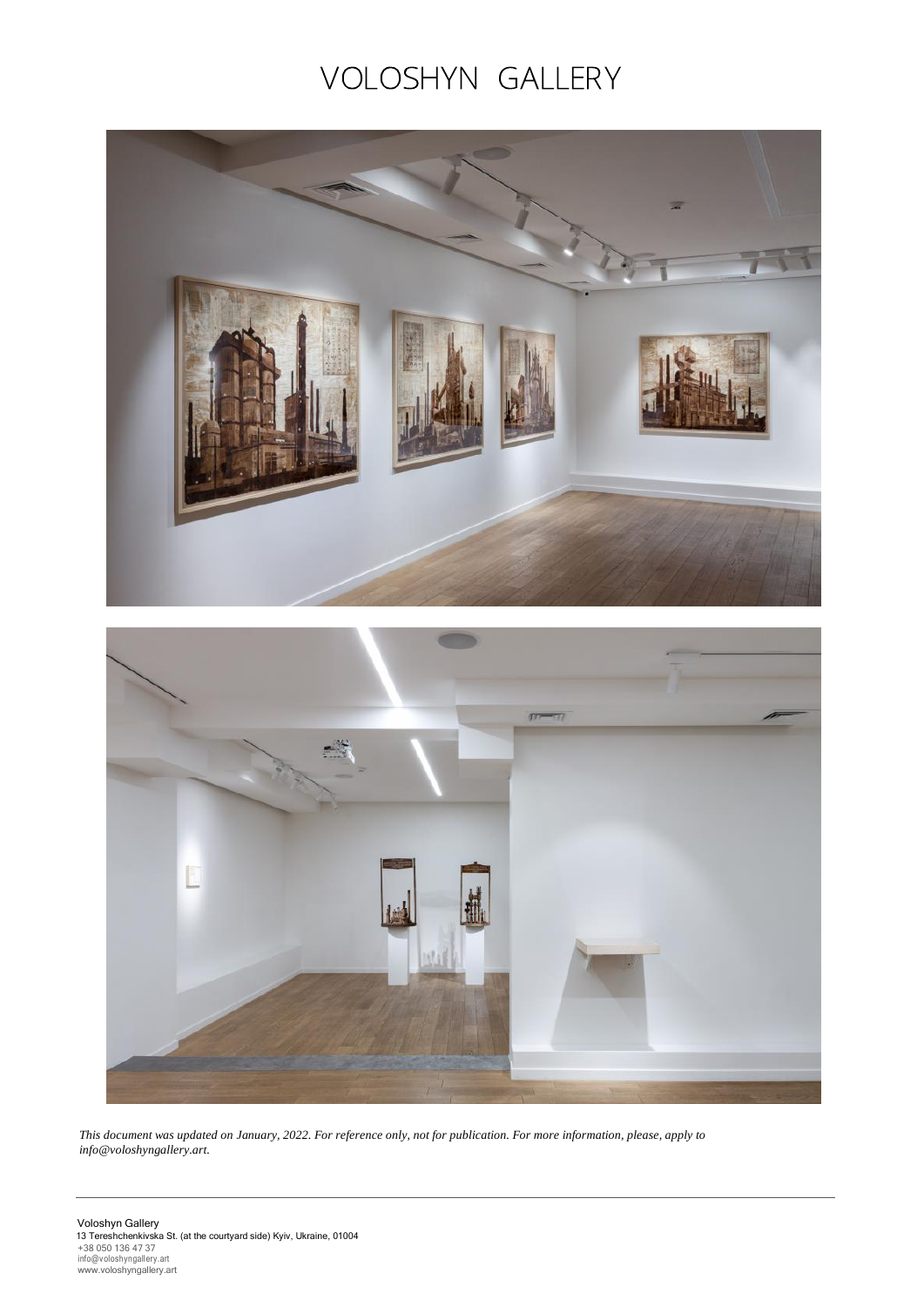*This document was updated on January, 2022. For reference only, not for publication. For more information, please, apply to info@voloshyngallery.art.*

Voloshyn Gallery
13 Tereshchenkivska St. (at the courtyard side) Kyiv, Ukraine, 01004
+38 050 136 47 37
info@voloshyngallery.art
www.voloshyngallery.art